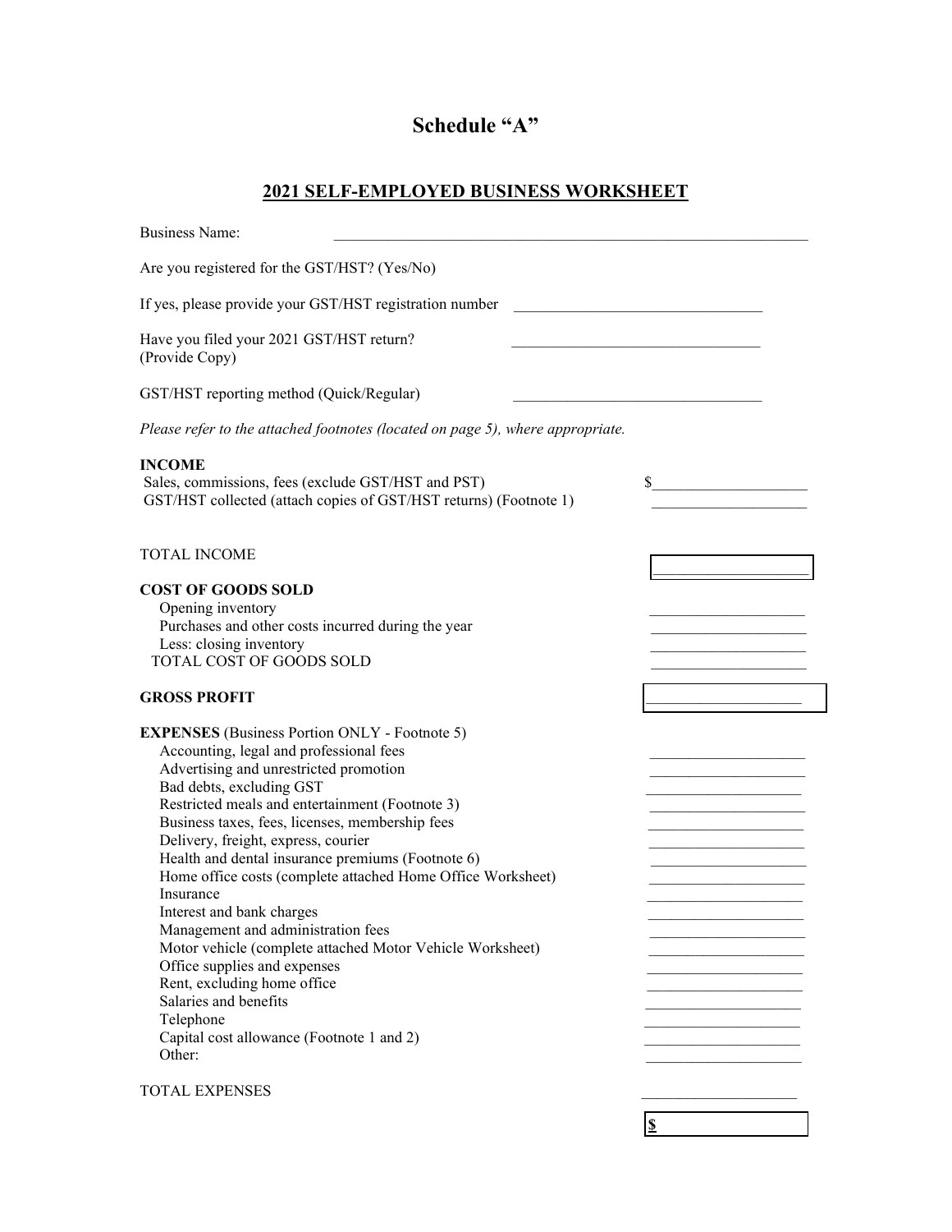# Schedule "A"

## 2021 SELF-EMPLOYED BUSINESS WORKSHEET

Business Name: ______________________________

Are you registered for the GST/HST? (Yes/No)

If yes, please provide your GST/HST registration number ______________________________

Have you filed your 2021 GST/HST return? (Provide Copy) ______________________________

GST/HST reporting method (Quick/Regular) ______________________________

*Please refer to the attached footnotes (located on page 5), where appropriate.*

| | |
|---|---|
| **INCOME** | |
| Sales, commissions, fees (exclude GST/HST and PST) | $____________ |
| GST/HST collected (attach copies of GST/HST returns) (Footnote 1) | ____________ |
| TOTAL INCOME | ____________ |
| **COST OF GOODS SOLD** | |
| Opening inventory | ____________ |
| Purchases and other costs incurred during the year | ____________ |
| Less: closing inventory | ____________ |
| TOTAL COST OF GOODS SOLD | ____________ |
| **GROSS PROFIT** | ____________ |
| **EXPENSES** (Business Portion ONLY - Footnote 5) | |
| Accounting, legal and professional fees | ____________ |
| Advertising and unrestricted promotion | ____________ |
| Bad debts, excluding GST | ____________ |
| Restricted meals and entertainment (Footnote 3) | ____________ |
| Business taxes, fees, licenses, membership fees | ____________ |
| Delivery, freight, express, courier | ____________ |
| Health and dental insurance premiums (Footnote 6) | ____________ |
| Home office costs (complete attached Home Office Worksheet) | ____________ |
| Insurance | ____________ |
| Interest and bank charges | ____________ |
| Management and administration fees | ____________ |
| Motor vehicle (complete attached Motor Vehicle Worksheet) | ____________ |
| Office supplies and expenses | ____________ |
| Rent, excluding home office | ____________ |
| Salaries and benefits | ____________ |
| Telephone | ____________ |
| Capital cost allowance (Footnote 1 and 2) | ____________ |
| Other: | ____________ |
| TOTAL EXPENSES | ____________ |
| | **$** |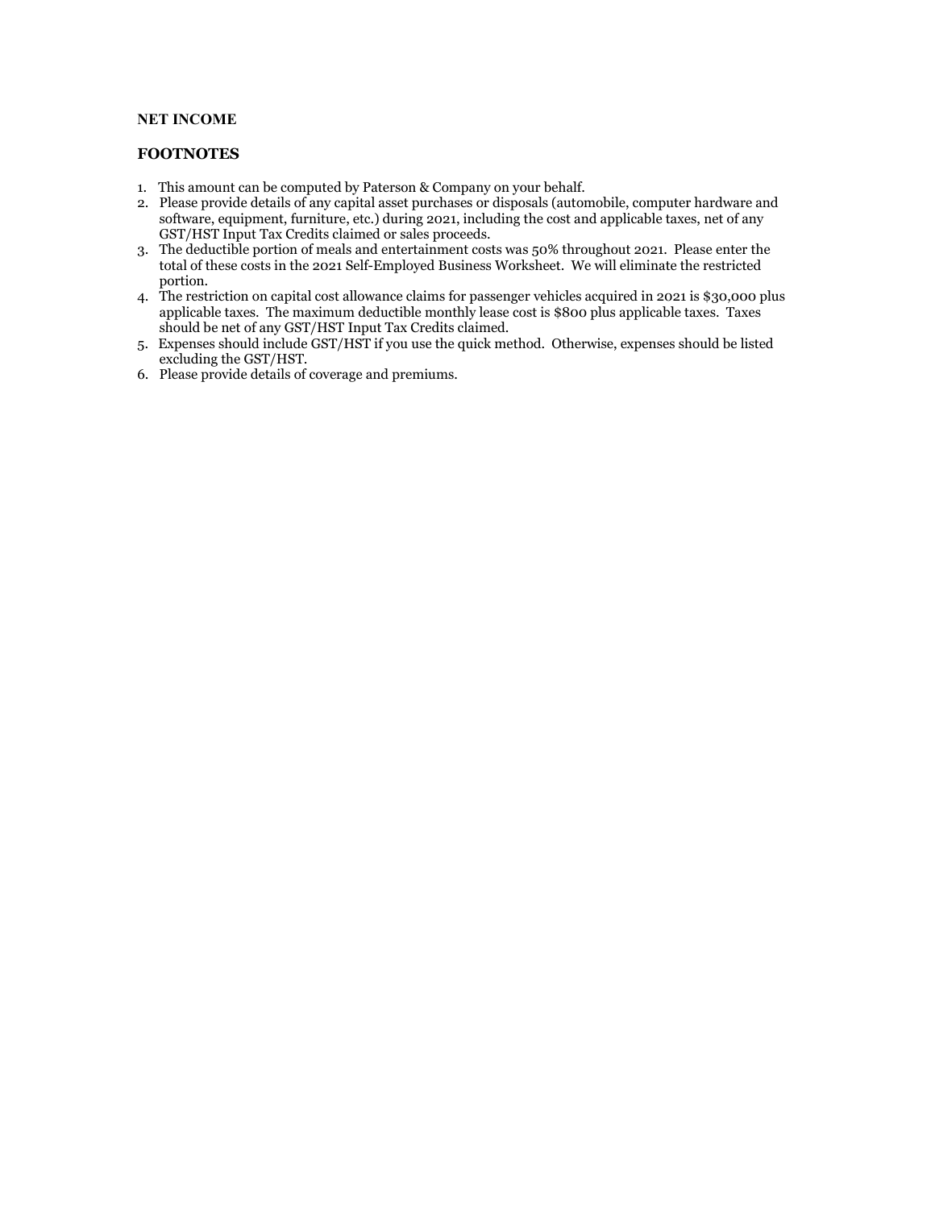**NET INCOME**

## FOOTNOTES

1. This amount can be computed by Paterson & Company on your behalf.
2. Please provide details of any capital asset purchases or disposals (automobile, computer hardware and software, equipment, furniture, etc.) during 2021, including the cost and applicable taxes, net of any GST/HST Input Tax Credits claimed or sales proceeds.
3. The deductible portion of meals and entertainment costs was 50% throughout 2021. Please enter the total of these costs in the 2021 Self-Employed Business Worksheet. We will eliminate the restricted portion.
4. The restriction on capital cost allowance claims for passenger vehicles acquired in 2021 is $30,000 plus applicable taxes. The maximum deductible monthly lease cost is $800 plus applicable taxes. Taxes should be net of any GST/HST Input Tax Credits claimed.
5. Expenses should include GST/HST if you use the quick method. Otherwise, expenses should be listed excluding the GST/HST.
6. Please provide details of coverage and premiums.